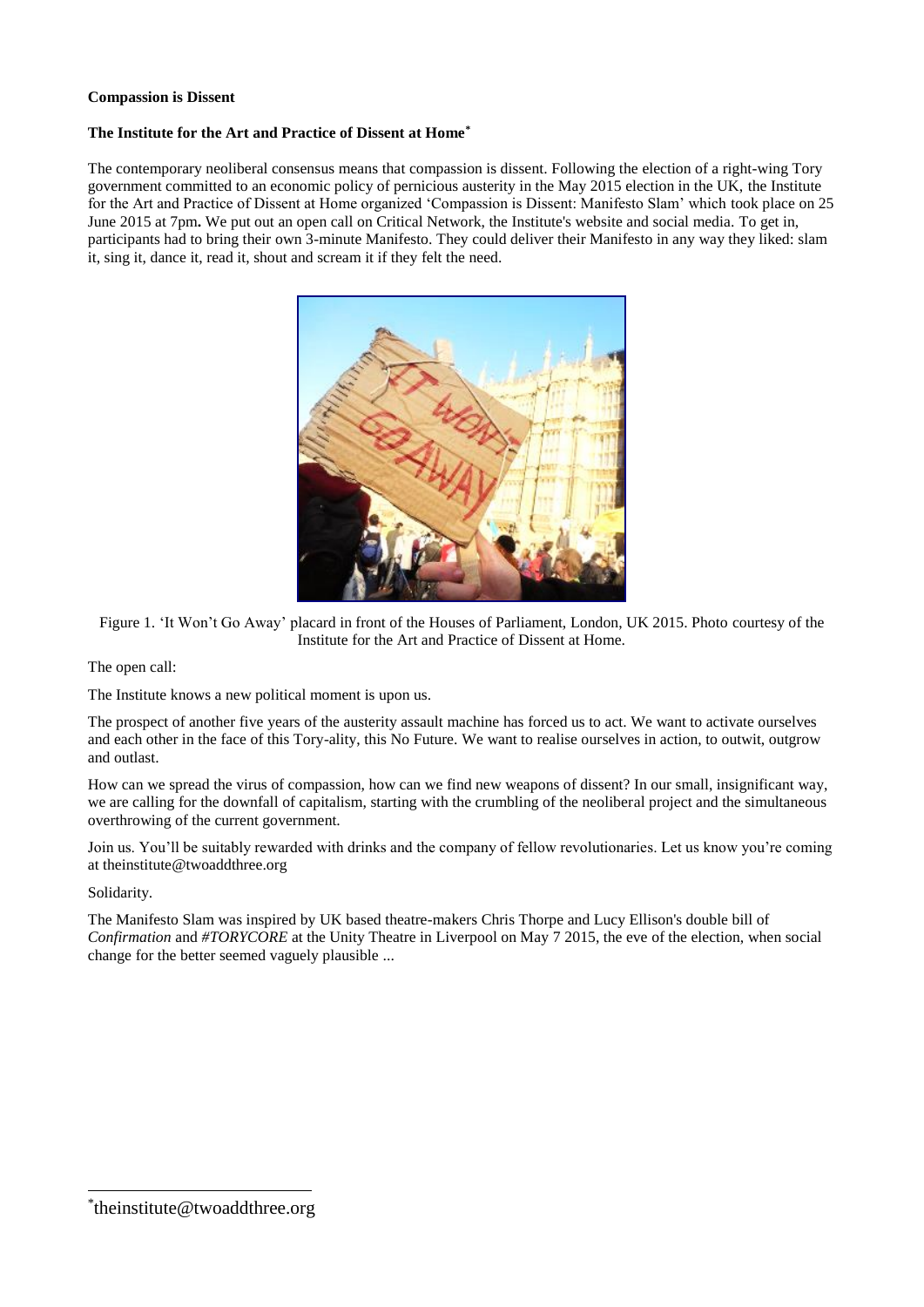**Compassion is Dissent**

**The Institute for the Art and Practice of Dissent at Home**[*]

The contemporary neoliberal consensus means that compassion is dissent. Following the election of a right-wing Tory government committed to an economic policy of pernicious austerity in the May 2015 election in the UK, the Institute for the Art and Practice of Dissent at Home organized 'Compassion is Dissent: Manifesto Slam' which took place on 25 June 2015 at 7pm**.** We put out an open call on Critical Network, the Institute's website and social media. To get in, participants had to bring their own 3-minute Manifesto. They could deliver their Manifesto in any way they liked: slam it, sing it, dance it, read it, shout and scream it if they felt the need.

Figure 1. 'It Won't Go Away' placard in front of the Houses of Parliament, London, UK 2015. Photo courtesy of the Institute for the Art and Practice of Dissent at Home.

The open call:

The Institute knows a new political moment is upon us.

The prospect of another five years of the austerity assault machine has forced us to act. We want to activate ourselves and each other in the face of this Tory-ality, this No Future. We want to realise ourselves in action, to outwit, outgrow and outlast.

How can we spread the virus of compassion, how can we find new weapons of dissent? In our small, insignificant way, we are calling for the downfall of capitalism, starting with the crumbling of the neoliberal project and the simultaneous overthrowing of the current government.

Join us. You'll be suitably rewarded with drinks and the company of fellow revolutionaries. Let us know you're coming at theinstitute@twoaddthree.org

Solidarity.

The Manifesto Slam was inspired by UK based theatre-makers Chris Thorpe and Lucy Ellison's double bill of *Confirmation* and *#TORYCORE* at the Unity Theatre in Liverpool on May 7 2015, the eve of the election, when social change for the better seemed vaguely plausible ...

[*]theinstitute@twoaddthree.org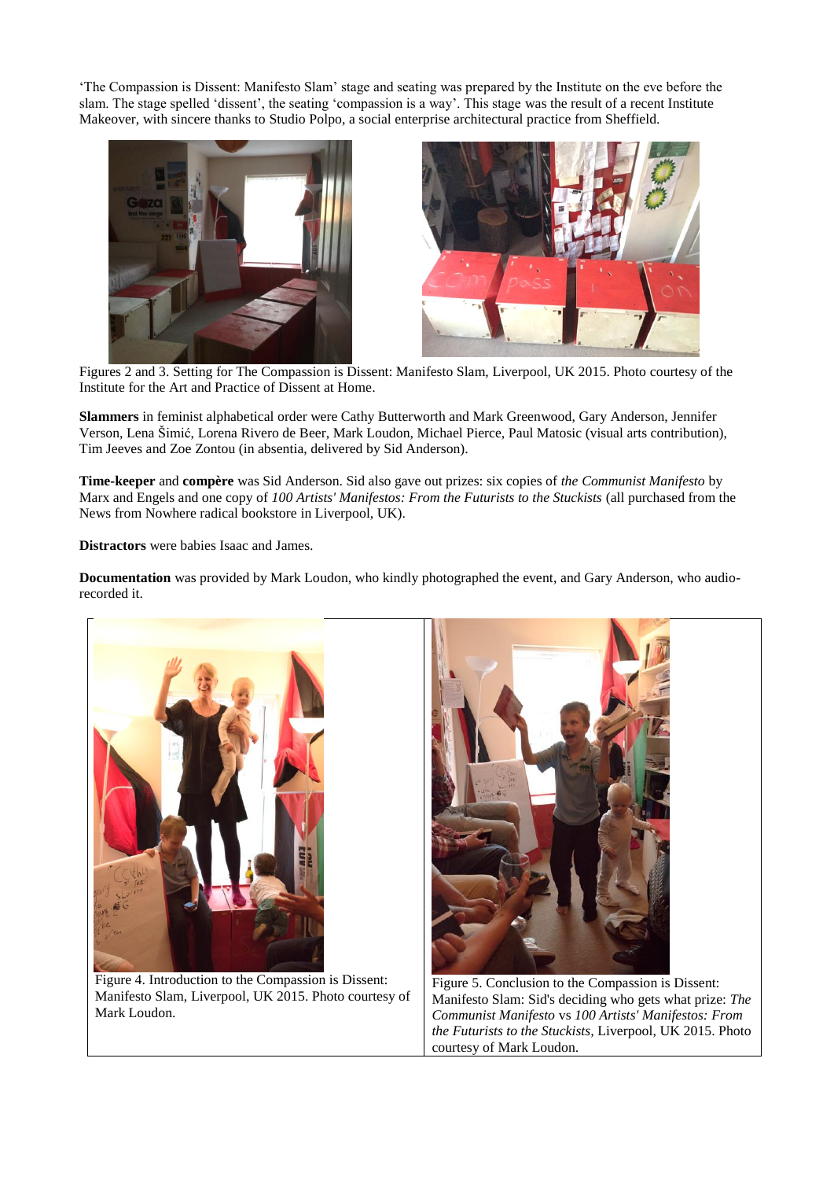'The Compassion is Dissent: Manifesto Slam' stage and seating was prepared by the Institute on the eve before the slam. The stage spelled 'dissent', the seating 'compassion is a way'. This stage was the result of a recent Institute Makeover, with sincere thanks to Studio Polpo, a social enterprise architectural practice from Sheffield.

Figures 2 and 3. Setting for The Compassion is Dissent: Manifesto Slam, Liverpool, UK 2015. Photo courtesy of the Institute for the Art and Practice of Dissent at Home.

**Slammers** in feminist alphabetical order were Cathy Butterworth and Mark Greenwood, Gary Anderson, Jennifer Verson, Lena Šimić, Lorena Rivero de Beer, Mark Loudon, Michael Pierce, Paul Matosic (visual arts contribution), Tim Jeeves and Zoe Zontou (in absentia, delivered by Sid Anderson).

**Time-keeper** and **compère** was Sid Anderson. Sid also gave out prizes: six copies of *the Communist Manifesto* by Marx and Engels and one copy of *100 Artists' Manifestos: From the Futurists to the Stuckists* (all purchased from the News from Nowhere radical bookstore in Liverpool, UK).

**Distractors** were babies Isaac and James.

**Documentation** was provided by Mark Loudon, who kindly photographed the event, and Gary Anderson, who audio-recorded it.

Figure 4. Introduction to the Compassion is Dissent: Manifesto Slam, Liverpool, UK 2015. Photo courtesy of Mark Loudon.

Figure 5. Conclusion to the Compassion is Dissent: Manifesto Slam: Sid's deciding who gets what prize: *The Communist Manifesto* vs *100 Artists' Manifestos: From the Futurists to the Stuckists*, Liverpool, UK 2015. Photo courtesy of Mark Loudon.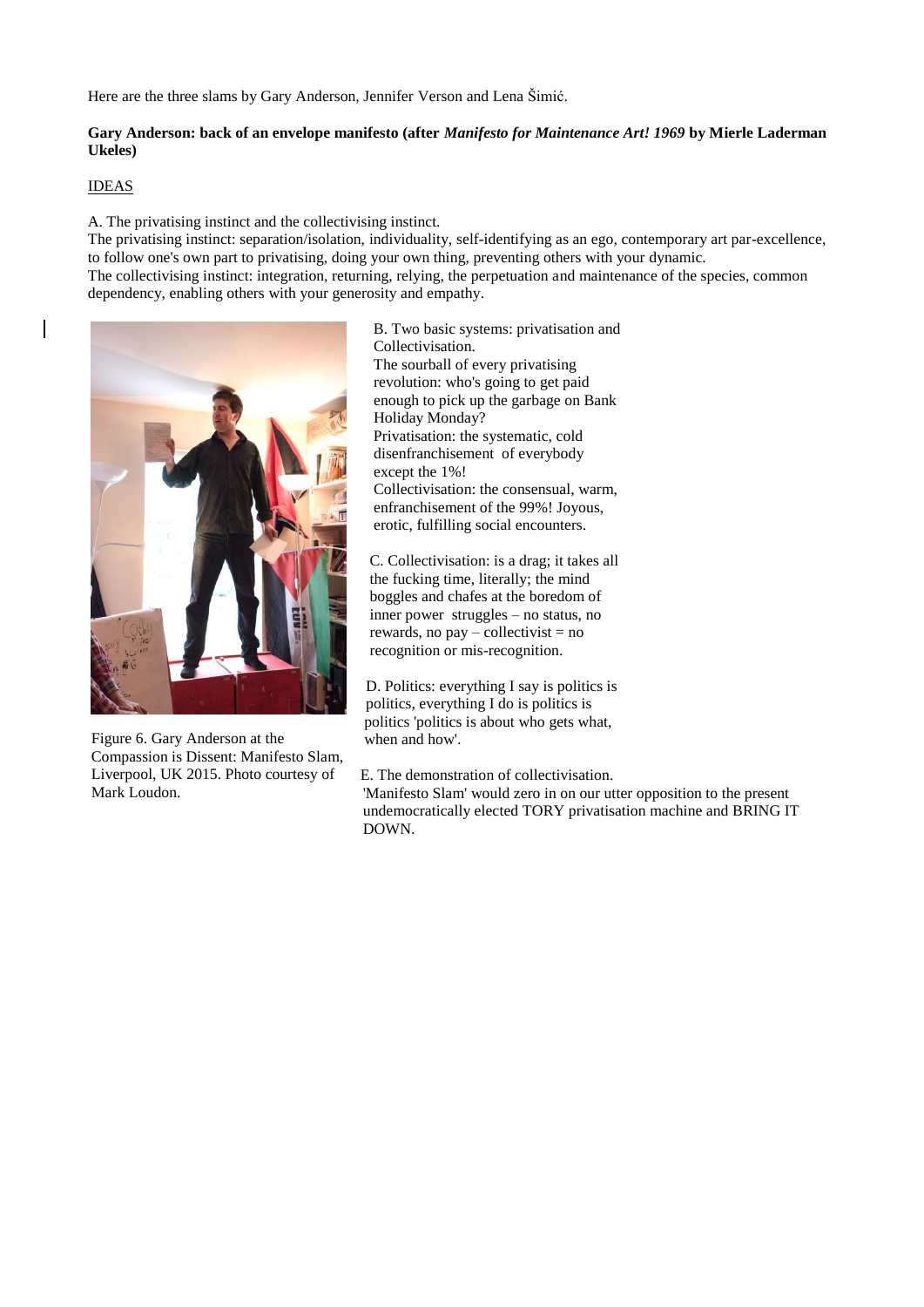Here are the three slams by Gary Anderson, Jennifer Verson and Lena Šimić.

**Gary Anderson: back of an envelope manifesto (after *Manifesto for Maintenance Art! 1969* by Mierle Laderman Ukeles)**

IDEAS

A. The privatising instinct and the collectivising instinct.
The privatising instinct: separation/isolation, individuality, self-identifying as an ego, contemporary art par-excellence, to follow one's own part to privatising, doing your own thing, preventing others with your dynamic.
The collectivising instinct: integration, returning, relying, the perpetuation and maintenance of the species, common dependency, enabling others with your generosity and empathy.

Figure 6. Gary Anderson at the Compassion is Dissent: Manifesto Slam, Liverpool, UK 2015. Photo courtesy of Mark Loudon.

B. Two basic systems: privatisation and Collectivisation.
The sourball of every privatising revolution: who's going to get paid enough to pick up the garbage on Bank Holiday Monday?
Privatisation: the systematic, cold disenfranchisement of everybody except the 1%!
Collectivisation: the consensual, warm, enfranchisement of the 99%! Joyous, erotic, fulfilling social encounters.

C. Collectivisation: is a drag; it takes all the fucking time, literally; the mind boggles and chafes at the boredom of inner power struggles – no status, no rewards, no pay – collectivist = no recognition or mis-recognition.

D. Politics: everything I say is politics is politics, everything I do is politics is politics 'politics is about who gets what, when and how'.

E. The demonstration of collectivisation.
'Manifesto Slam' would zero in on our utter opposition to the present undemocratically elected TORY privatisation machine and BRING IT DOWN.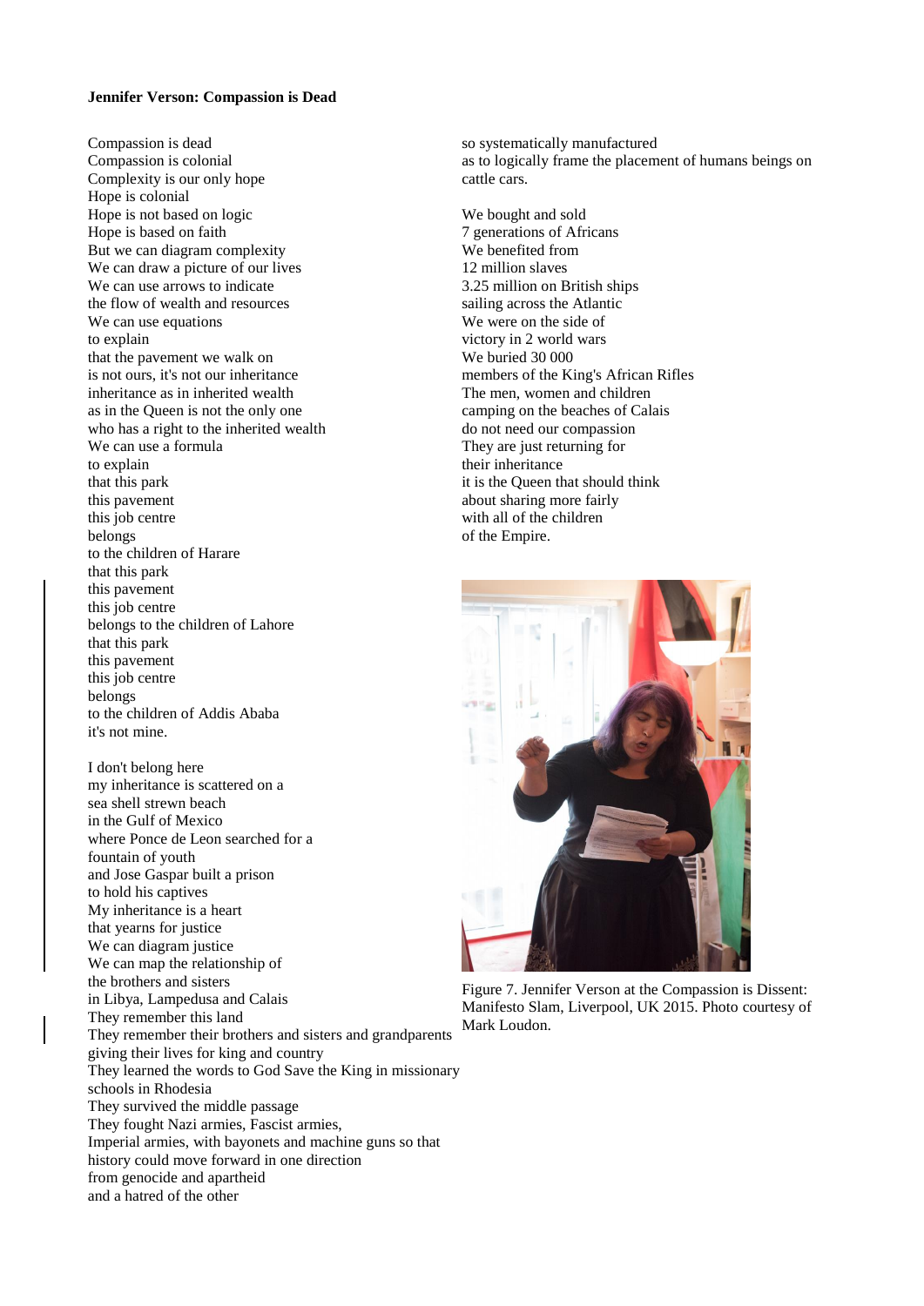**Jennifer Verson: Compassion is Dead**

Compassion is dead
Compassion is colonial
Complexity is our only hope
Hope is colonial
Hope is not based on logic
Hope is based on faith
But we can diagram complexity
We can draw a picture of our lives
We can use arrows to indicate
the flow of wealth and resources
We can use equations
to explain
that the pavement we walk on
is not ours, it's not our inheritance
inheritance as in inherited wealth
as in the Queen is not the only one
who has a right to the inherited wealth
We can use a formula
to explain
that this park
this pavement
this job centre
belongs
to the children of Harare
that this park
this pavement
this job centre
belongs to the children of Lahore
that this park
this pavement
this job centre
belongs
to the children of Addis Ababa
it's not mine.

I don't belong here
my inheritance is scattered on a
sea shell strewn beach
in the Gulf of Mexico
where Ponce de Leon searched for a
fountain of youth
and Jose Gaspar built a prison
to hold his captives
My inheritance is a heart
that yearns for justice
We can diagram justice
We can map the relationship of
the brothers and sisters
in Libya, Lampedusa and Calais
They remember this land
They remember their brothers and sisters and grandparents
giving their lives for king and country
They learned the words to God Save the King in missionary
schools in Rhodesia
They survived the middle passage
They fought Nazi armies, Fascist armies,
Imperial armies, with bayonets and machine guns so that
history could move forward in one direction
from genocide and apartheid
and a hatred of the other
so systematically manufactured
as to logically frame the placement of humans beings on
cattle cars.

We bought and sold
7 generations of Africans
We benefited from
12 million slaves
3.25 million on British ships
sailing across the Atlantic
We were on the side of
victory in 2 world wars
We buried 30 000
members of the King's African Rifles
The men, women and children
camping on the beaches of Calais
do not need our compassion
They are just returning for
their inheritance
it is the Queen that should think
about sharing more fairly
with all of the children
of the Empire.

Figure 7. Jennifer Verson at the Compassion is Dissent: Manifesto Slam, Liverpool, UK 2015. Photo courtesy of Mark Loudon.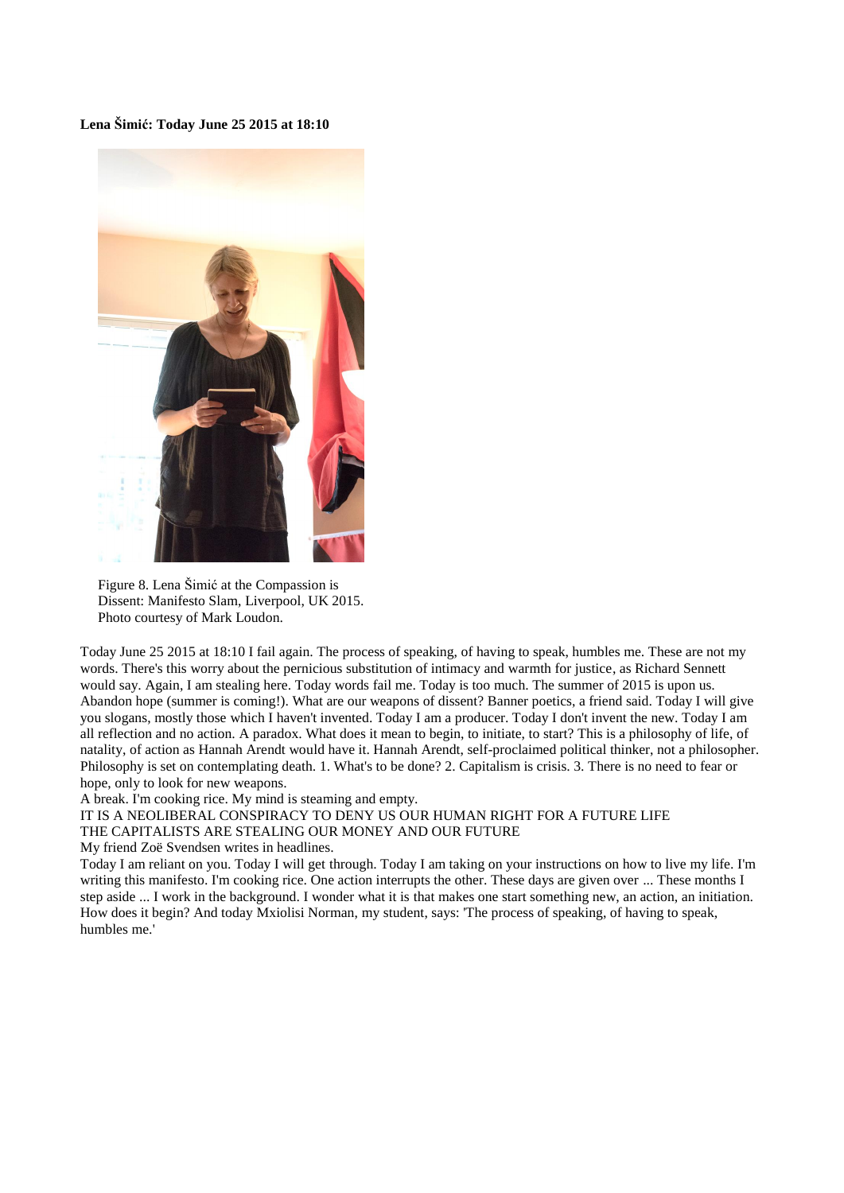**Lena Šimić: Today June 25 2015 at 18:10**

Figure 8. Lena Šimić at the Compassion is Dissent: Manifesto Slam, Liverpool, UK 2015. Photo courtesy of Mark Loudon.

Today June 25 2015 at 18:10 I fail again. The process of speaking, of having to speak, humbles me. These are not my words. There's this worry about the pernicious substitution of intimacy and warmth for justice, as Richard Sennett would say. Again, I am stealing here. Today words fail me. Today is too much. The summer of 2015 is upon us. Abandon hope (summer is coming!). What are our weapons of dissent? Banner poetics, a friend said. Today I will give you slogans, mostly those which I haven't invented. Today I am a producer. Today I don't invent the new. Today I am all reflection and no action. A paradox. What does it mean to begin, to initiate, to start? This is a philosophy of life, of natality, of action as Hannah Arendt would have it. Hannah Arendt, self-proclaimed political thinker, not a philosopher. Philosophy is set on contemplating death. 1. What's to be done? 2. Capitalism is crisis. 3. There is no need to fear or hope, only to look for new weapons.

A break. I'm cooking rice. My mind is steaming and empty.

IT IS A NEOLIBERAL CONSPIRACY TO DENY US OUR HUMAN RIGHT FOR A FUTURE LIFE

THE CAPITALISTS ARE STEALING OUR MONEY AND OUR FUTURE

My friend Zoë Svendsen writes in headlines.

Today I am reliant on you. Today I will get through. Today I am taking on your instructions on how to live my life. I'm writing this manifesto. I'm cooking rice. One action interrupts the other. These days are given over ... These months I step aside ... I work in the background. I wonder what it is that makes one start something new, an action, an initiation. How does it begin? And today Mxiolisi Norman, my student, says: 'The process of speaking, of having to speak, humbles me.'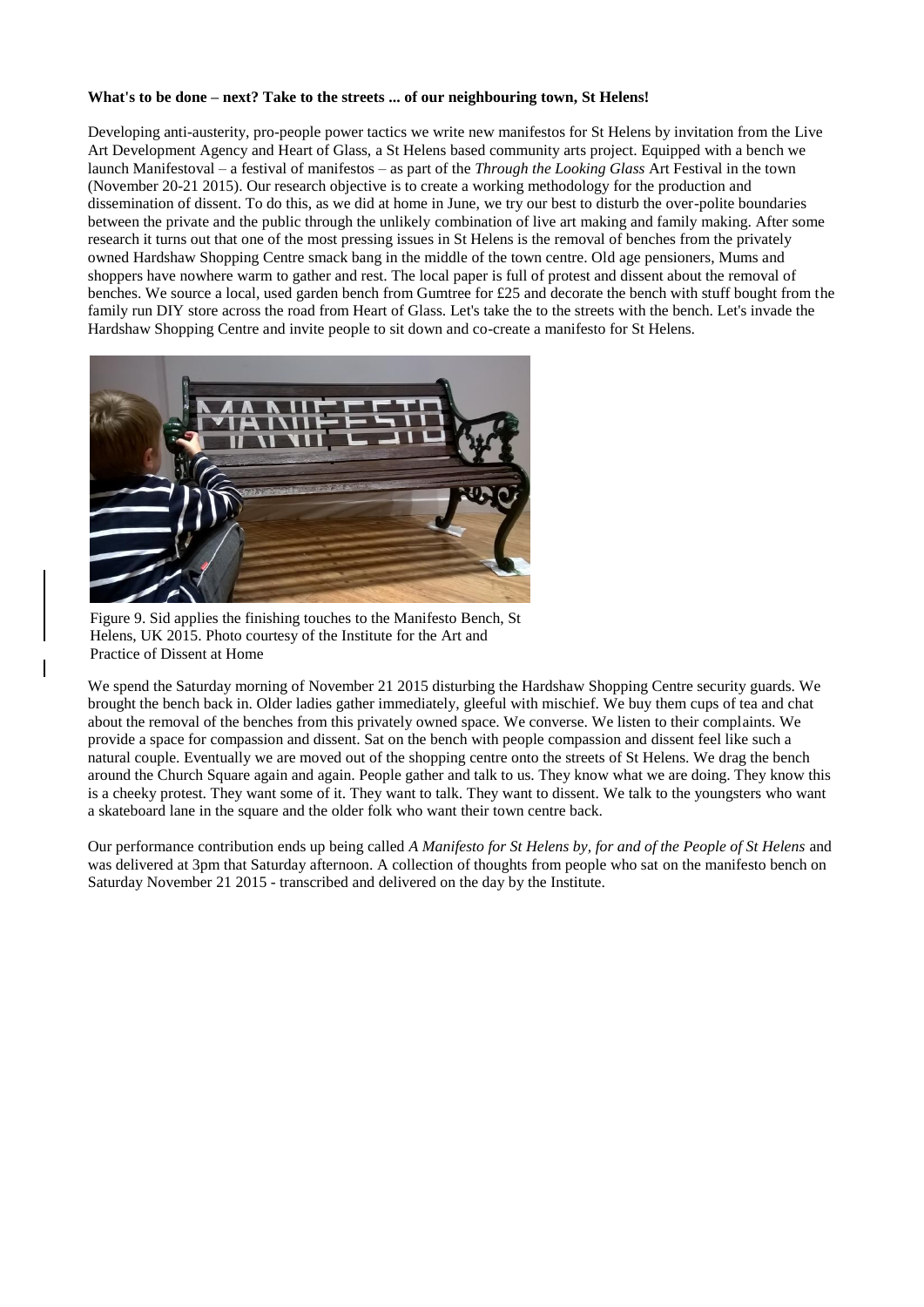**What's to be done – next? Take to the streets ... of our neighbouring town, St Helens!**

Developing anti-austerity, pro-people power tactics we write new manifestos for St Helens by invitation from the Live Art Development Agency and Heart of Glass, a St Helens based community arts project. Equipped with a bench we launch Manifestoval – a festival of manifestos – as part of the *Through the Looking Glass* Art Festival in the town (November 20-21 2015). Our research objective is to create a working methodology for the production and dissemination of dissent. To do this, as we did at home in June, we try our best to disturb the over-polite boundaries between the private and the public through the unlikely combination of live art making and family making. After some research it turns out that one of the most pressing issues in St Helens is the removal of benches from the privately owned Hardshaw Shopping Centre smack bang in the middle of the town centre. Old age pensioners, Mums and shoppers have nowhere warm to gather and rest. The local paper is full of protest and dissent about the removal of benches. We source a local, used garden bench from Gumtree for £25 and decorate the bench with stuff bought from the family run DIY store across the road from Heart of Glass. Let's take the to the streets with the bench. Let's invade the Hardshaw Shopping Centre and invite people to sit down and co-create a manifesto for St Helens.

Figure 9. Sid applies the finishing touches to the Manifesto Bench, St Helens, UK 2015. Photo courtesy of the Institute for the Art and Practice of Dissent at Home

We spend the Saturday morning of November 21 2015 disturbing the Hardshaw Shopping Centre security guards. We brought the bench back in. Older ladies gather immediately, gleeful with mischief. We buy them cups of tea and chat about the removal of the benches from this privately owned space. We converse. We listen to their complaints. We provide a space for compassion and dissent. Sat on the bench with people compassion and dissent feel like such a natural couple. Eventually we are moved out of the shopping centre onto the streets of St Helens. We drag the bench around the Church Square again and again. People gather and talk to us. They know what we are doing. They know this is a cheeky protest. They want some of it. They want to talk. They want to dissent. We talk to the youngsters who want a skateboard lane in the square and the older folk who want their town centre back.

Our performance contribution ends up being called *A Manifesto for St Helens by, for and of the People of St Helens* and was delivered at 3pm that Saturday afternoon. A collection of thoughts from people who sat on the manifesto bench on Saturday November 21 2015 - transcribed and delivered on the day by the Institute.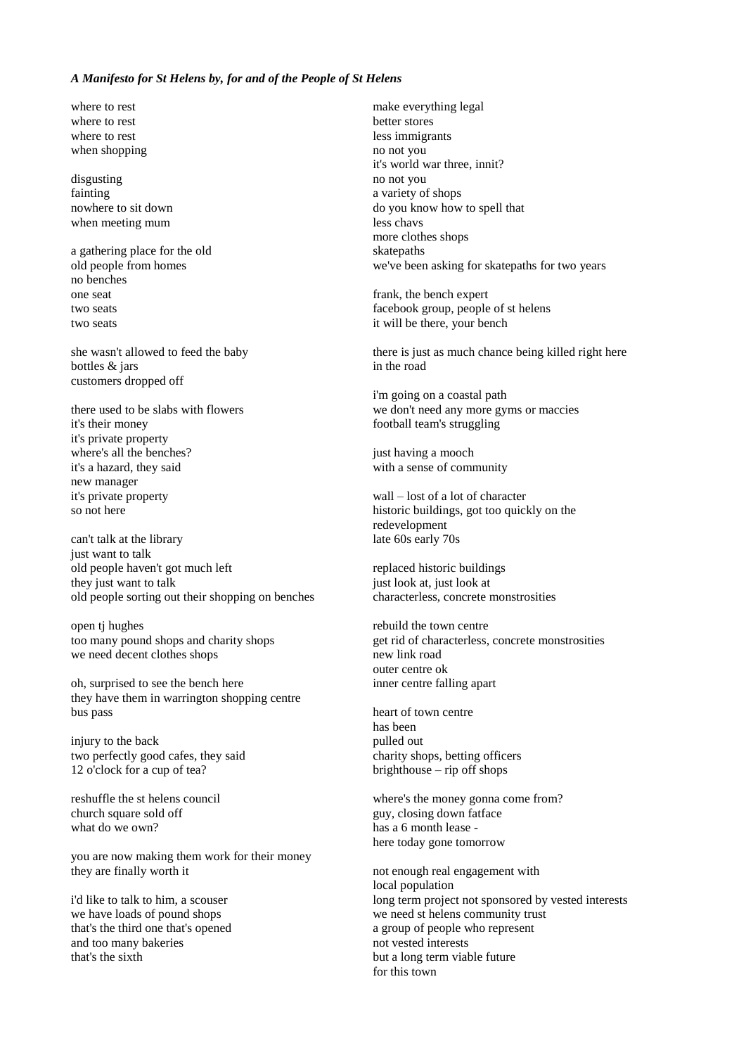*A Manifesto for St Helens by, for and of the People of St Helens*

where to rest
where to rest
where to rest
when shopping

disgusting
fainting
nowhere to sit down
when meeting mum

a gathering place for the old
old people from homes
no benches
one seat
two seats
two seats

she wasn't allowed to feed the baby
bottles & jars
customers dropped off

there used to be slabs with flowers
it's their money
it's private property
where's all the benches?
it's a hazard, they said
new manager
it's private property
so not here

can't talk at the library
just want to talk
old people haven't got much left
they just want to talk
old people sorting out their shopping on benches

open tj hughes
too many pound shops and charity shops
we need decent clothes shops

oh, surprised to see the bench here
they have them in warrington shopping centre
bus pass

injury to the back
two perfectly good cafes, they said
12 o'clock for a cup of tea?

reshuffle the st helens council
church square sold off
what do we own?

you are now making them work for their money
they are finally worth it

i'd like to talk to him, a scouser
we have loads of pound shops
that's the third one that's opened
and too many bakeries
that's the sixth

make everything legal
better stores
less immigrants
no not you
it's world war three, innit?
no not you
a variety of shops
do you know how to spell that
less chavs
more clothes shops
skatepaths
we've been asking for skatepaths for two years

frank, the bench expert
facebook group, people of st helens
it will be there, your bench

there is just as much chance being killed right here
in the road

i'm going on a coastal path
we don't need any more gyms or maccies
football team's struggling

just having a mooch
with a sense of community

wall – lost of a lot of character
historic buildings, got too quickly on the
redevelopment
late 60s early 70s

replaced historic buildings
just look at, just look at
characterless, concrete monstrosities

rebuild the town centre
get rid of characterless, concrete monstrosities
new link road
outer centre ok
inner centre falling apart

heart of town centre
has been
pulled out
charity shops, betting officers
brighthouse – rip off shops

where's the money gonna come from?
guy, closing down fatface
has a 6 month lease -
here today gone tomorrow

not enough real engagement with
local population
long term project not sponsored by vested interests
we need st helens community trust
a group of people who represent
not vested interests
but a long term viable future
for this town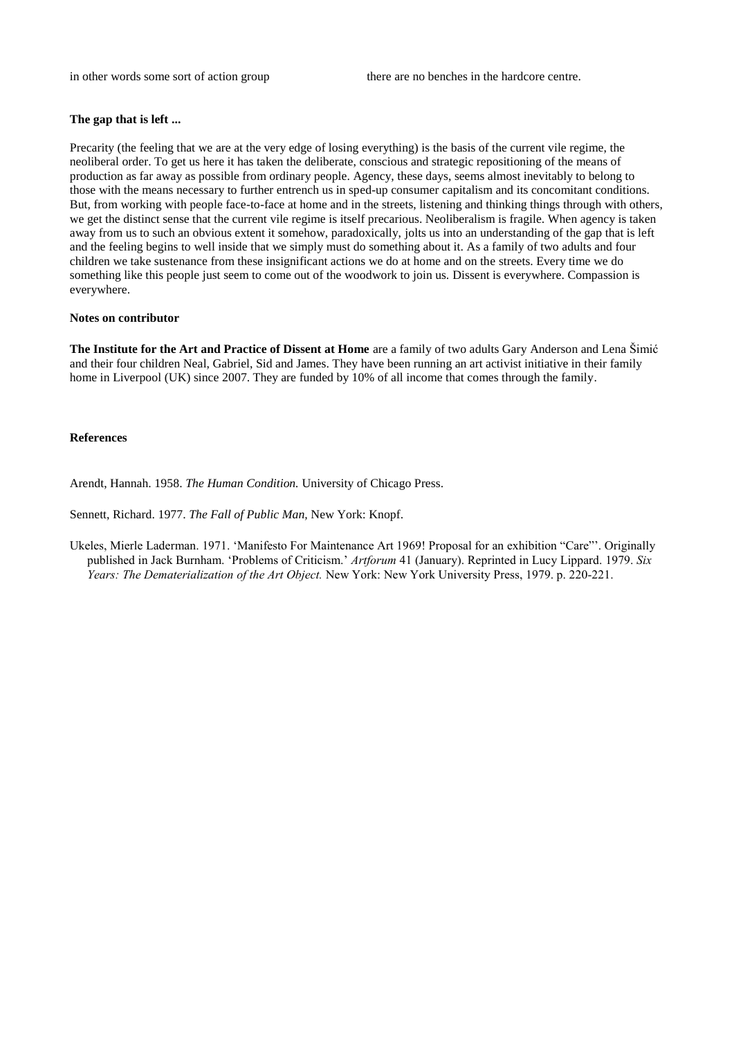in other words some sort of action group

there are no benches in the hardcore centre.

**The gap that is left ...**

Precarity (the feeling that we are at the very edge of losing everything) is the basis of the current vile regime, the neoliberal order. To get us here it has taken the deliberate, conscious and strategic repositioning of the means of production as far away as possible from ordinary people. Agency, these days, seems almost inevitably to belong to those with the means necessary to further entrench us in sped-up consumer capitalism and its concomitant conditions. But, from working with people face-to-face at home and in the streets, listening and thinking things through with others, we get the distinct sense that the current vile regime is itself precarious. Neoliberalism is fragile. When agency is taken away from us to such an obvious extent it somehow, paradoxically, jolts us into an understanding of the gap that is left and the feeling begins to well inside that we simply must do something about it. As a family of two adults and four children we take sustenance from these insignificant actions we do at home and on the streets. Every time we do something like this people just seem to come out of the woodwork to join us. Dissent is everywhere. Compassion is everywhere.

**Notes on contributor**

**The Institute for the Art and Practice of Dissent at Home** are a family of two adults Gary Anderson and Lena Šimić and their four children Neal, Gabriel, Sid and James. They have been running an art activist initiative in their family home in Liverpool (UK) since 2007. They are funded by 10% of all income that comes through the family.

**References**

Arendt, Hannah. 1958. *The Human Condition.* University of Chicago Press.

Sennett, Richard. 1977. *The Fall of Public Man,* New York: Knopf.

Ukeles, Mierle Laderman. 1971. 'Manifesto For Maintenance Art 1969! Proposal for an exhibition "Care"'. Originally published in Jack Burnham. 'Problems of Criticism.' *Artforum* 41 (January). Reprinted in Lucy Lippard. 1979. *Six Years: The Dematerialization of the Art Object.* New York: New York University Press, 1979. p. 220-221.